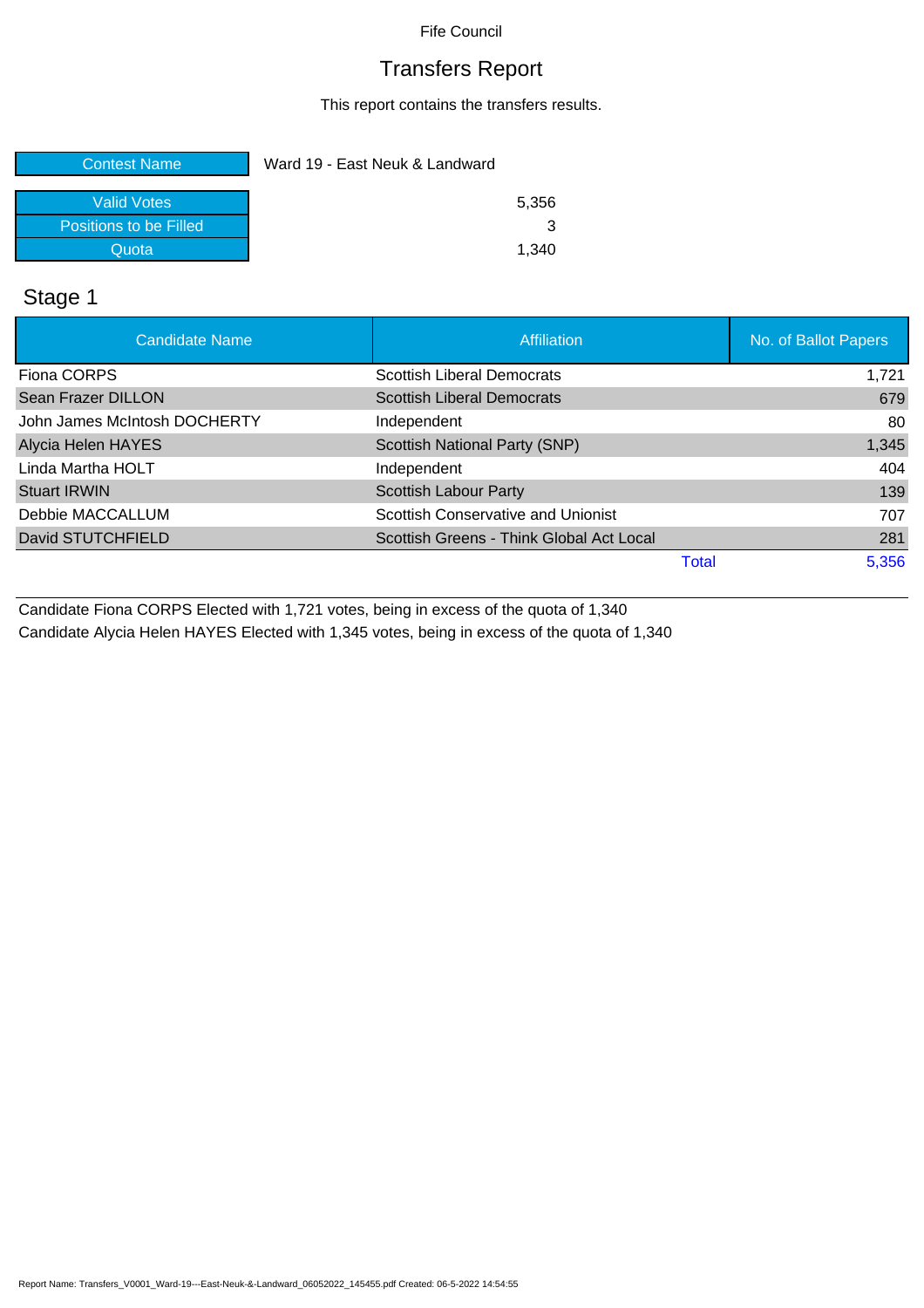Fife Council

# Transfers Report

This report contains the transfers results.

| | |
|---|---|
| Contest Name | Ward 19 - East Neuk & Landward |
| Valid Votes | 5,356 |
| Positions to be Filled | 3 |
| Quota | 1,340 |

## Stage 1

| Candidate Name | Affiliation | No. of Ballot Papers |
|---|---|---|
| Fiona CORPS | Scottish Liberal Democrats | 1,721 |
| Sean Frazer DILLON | Scottish Liberal Democrats | 679 |
| John James McIntosh DOCHERTY | Independent | 80 |
| Alycia Helen HAYES | Scottish National Party (SNP) | 1,345 |
| Linda Martha HOLT | Independent | 404 |
| Stuart IRWIN | Scottish Labour Party | 139 |
| Debbie MACCALLUM | Scottish Conservative and Unionist | 707 |
| David STUTCHFIELD | Scottish Greens - Think Global Act Local | 281 |
| | Total | 5,356 |

Candidate Fiona CORPS Elected with 1,721 votes, being in excess of the quota of 1,340

Candidate Alycia Helen HAYES Elected with 1,345 votes, being in excess of the quota of 1,340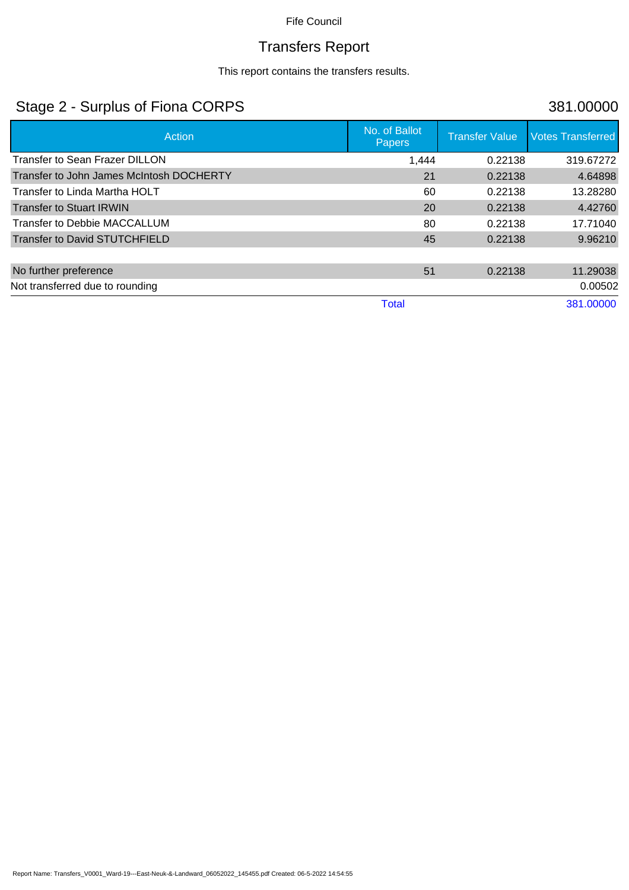Fife Council

# Transfers Report

This report contains the transfers results.

## Stage 2 - Surplus of Fiona CORPS 381.00000

| Action | No. of Ballot Papers | Transfer Value | Votes Transferred |
|---|---|---|---|
| Transfer to Sean Frazer DILLON | 1,444 | 0.22138 | 319.67272 |
| Transfer to John James McIntosh DOCHERTY | 21 | 0.22138 | 4.64898 |
| Transfer to Linda Martha HOLT | 60 | 0.22138 | 13.28280 |
| Transfer to Stuart IRWIN | 20 | 0.22138 | 4.42760 |
| Transfer to Debbie MACCALLUM | 80 | 0.22138 | 17.71040 |
| Transfer to David STUTCHFIELD | 45 | 0.22138 | 9.96210 |
| | | | |
| No further preference | 51 | 0.22138 | 11.29038 |
| Not transferred due to rounding | | | 0.00502 |
| | Total | | 381.00000 |

Report Name: Transfers_V0001_Ward-19---East-Neuk-&-Landward_06052022_145455.pdf Created: 06-5-2022 14:54:55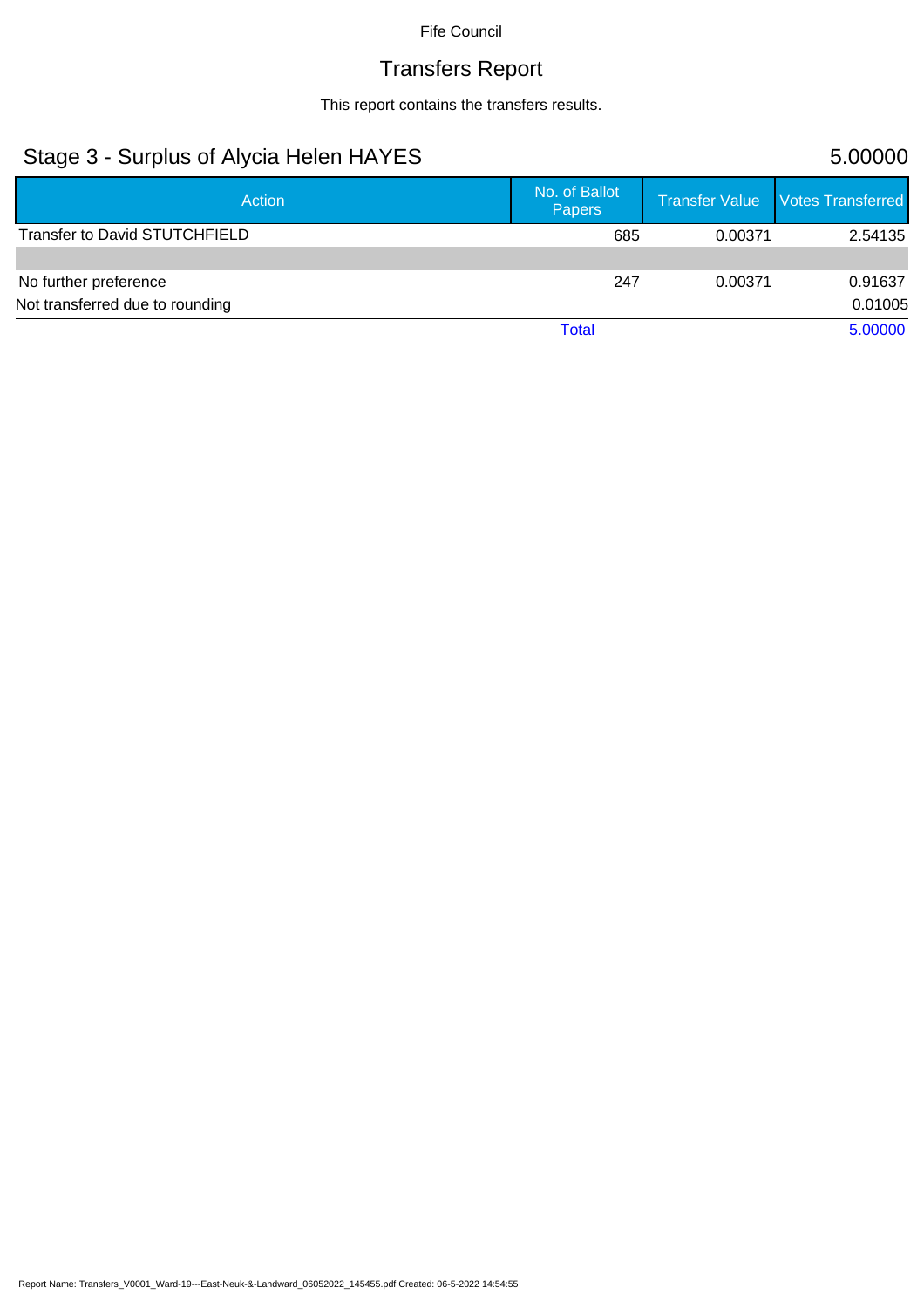Fife Council

# Transfers Report

This report contains the transfers results.

## Stage 3 - Surplus of Alycia Helen HAYES 5.00000

| Action | No. of Ballot Papers | Transfer Value | Votes Transferred |
|---|---|---|---|
| Transfer to David STUTCHFIELD | 685 | 0.00371 | 2.54135 |
| | | | |
| No further preference | 247 | 0.00371 | 0.91637 |
| Not transferred due to rounding | | | 0.01005 |
| | Total | | 5.00000 |

Report Name: Transfers_V0001_Ward-19---East-Neuk-&-Landward_06052022_145455.pdf Created: 06-5-2022 14:54:55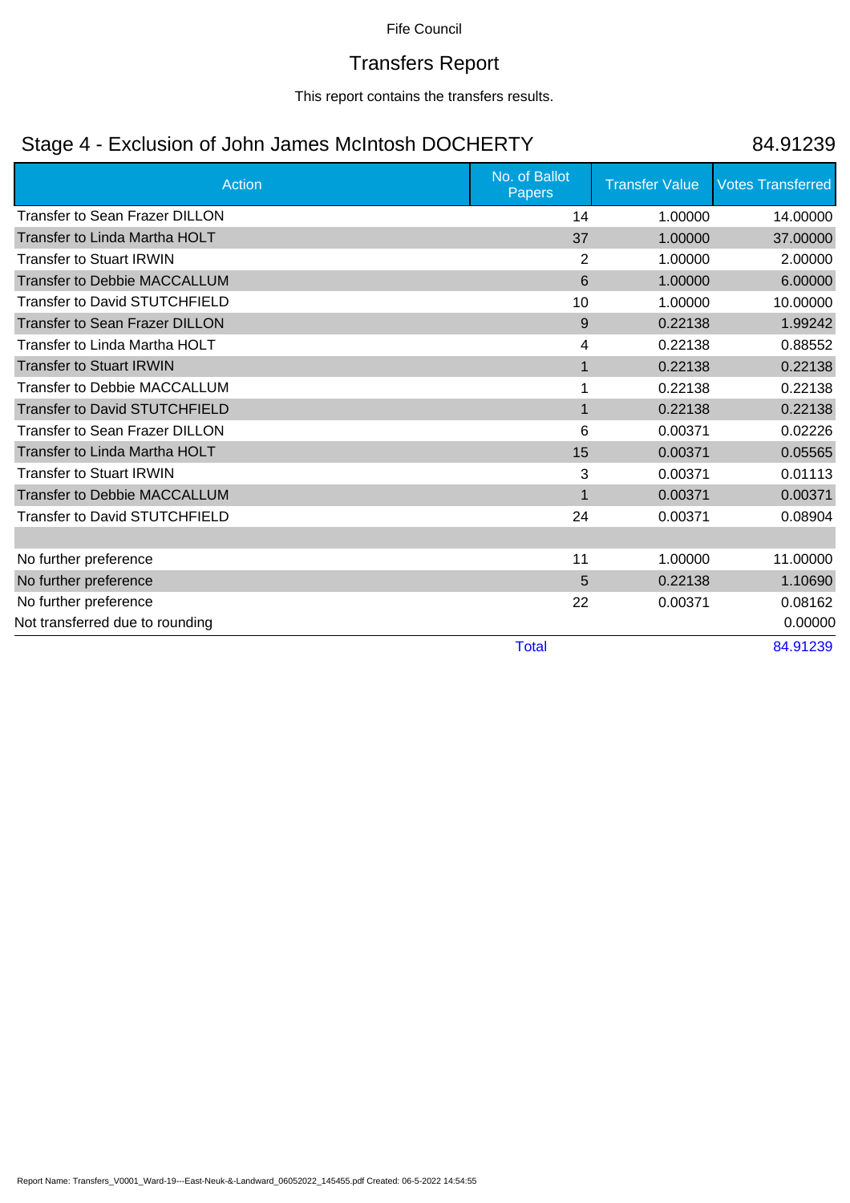Fife Council

# Transfers Report

This report contains the transfers results.

## Stage 4 - Exclusion of John James McIntosh DOCHERTY — 84.91239

| Action | No. of Ballot Papers | Transfer Value | Votes Transferred |
|---|---|---|---|
| Transfer to Sean Frazer DILLON | 14 | 1.00000 | 14.00000 |
| Transfer to Linda Martha HOLT | 37 | 1.00000 | 37.00000 |
| Transfer to Stuart IRWIN | 2 | 1.00000 | 2.00000 |
| Transfer to Debbie MACCALLUM | 6 | 1.00000 | 6.00000 |
| Transfer to David STUTCHFIELD | 10 | 1.00000 | 10.00000 |
| Transfer to Sean Frazer DILLON | 9 | 0.22138 | 1.99242 |
| Transfer to Linda Martha HOLT | 4 | 0.22138 | 0.88552 |
| Transfer to Stuart IRWIN | 1 | 0.22138 | 0.22138 |
| Transfer to Debbie MACCALLUM | 1 | 0.22138 | 0.22138 |
| Transfer to David STUTCHFIELD | 1 | 0.22138 | 0.22138 |
| Transfer to Sean Frazer DILLON | 6 | 0.00371 | 0.02226 |
| Transfer to Linda Martha HOLT | 15 | 0.00371 | 0.05565 |
| Transfer to Stuart IRWIN | 3 | 0.00371 | 0.01113 |
| Transfer to Debbie MACCALLUM | 1 | 0.00371 | 0.00371 |
| Transfer to David STUTCHFIELD | 24 | 0.00371 | 0.08904 |
| | | | |
| No further preference | 11 | 1.00000 | 11.00000 |
| No further preference | 5 | 0.22138 | 1.10690 |
| No further preference | 22 | 0.00371 | 0.08162 |
| Not transferred due to rounding | | | 0.00000 |
| | Total | | 84.91239 |

Report Name: Transfers_V0001_Ward-19---East-Neuk-&-Landward_06052022_145455.pdf Created: 06-5-2022 14:54:55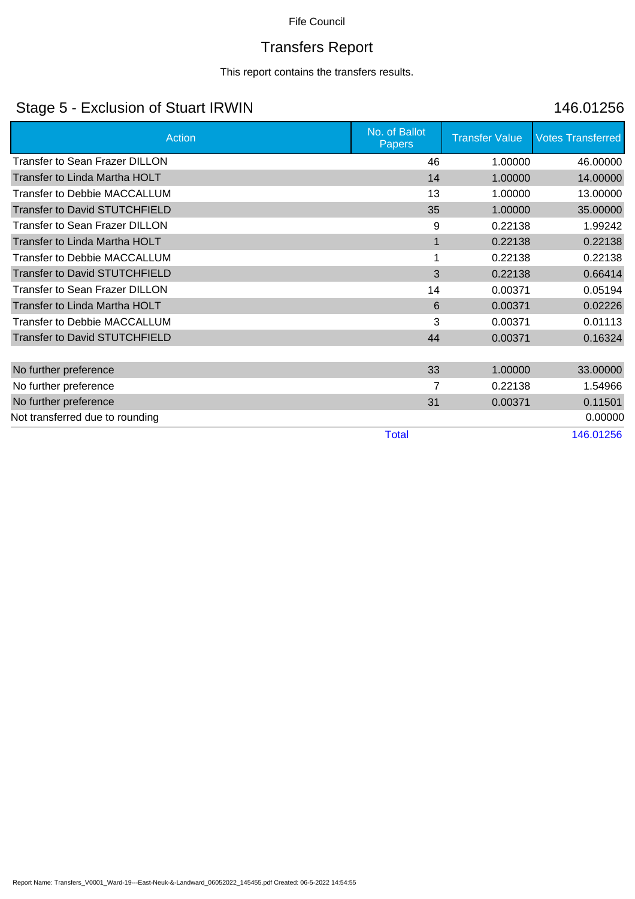Fife Council

# Transfers Report

This report contains the transfers results.

## Stage 5 - Exclusion of Stuart IRWIN 146.01256

| Action | No. of Ballot Papers | Transfer Value | Votes Transferred |
|---|---|---|---|
| Transfer to Sean Frazer DILLON | 46 | 1.00000 | 46.00000 |
| Transfer to Linda Martha HOLT | 14 | 1.00000 | 14.00000 |
| Transfer to Debbie MACCALLUM | 13 | 1.00000 | 13.00000 |
| Transfer to David STUTCHFIELD | 35 | 1.00000 | 35.00000 |
| Transfer to Sean Frazer DILLON | 9 | 0.22138 | 1.99242 |
| Transfer to Linda Martha HOLT | 1 | 0.22138 | 0.22138 |
| Transfer to Debbie MACCALLUM | 1 | 0.22138 | 0.22138 |
| Transfer to David STUTCHFIELD | 3 | 0.22138 | 0.66414 |
| Transfer to Sean Frazer DILLON | 14 | 0.00371 | 0.05194 |
| Transfer to Linda Martha HOLT | 6 | 0.00371 | 0.02226 |
| Transfer to Debbie MACCALLUM | 3 | 0.00371 | 0.01113 |
| Transfer to David STUTCHFIELD | 44 | 0.00371 | 0.16324 |
| | | | |
| No further preference | 33 | 1.00000 | 33.00000 |
| No further preference | 7 | 0.22138 | 1.54966 |
| No further preference | 31 | 0.00371 | 0.11501 |
| Not transferred due to rounding | | | 0.00000 |
| | Total | | 146.01256 |

Report Name: Transfers_V0001_Ward-19---East-Neuk-&-Landward_06052022_145455.pdf Created: 06-5-2022 14:54:55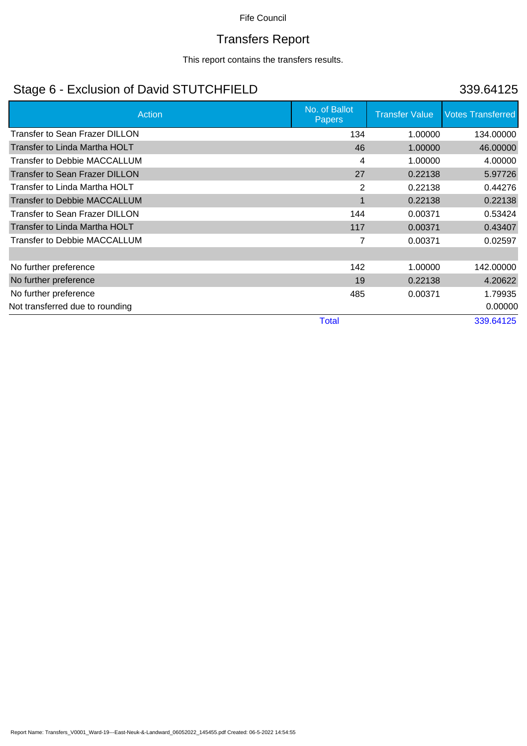Fife Council

# Transfers Report

This report contains the transfers results.

## Stage 6 - Exclusion of David STUTCHFIELD

339.64125

| Action | No. of Ballot Papers | Transfer Value | Votes Transferred |
|---|---|---|---|
| Transfer to Sean Frazer DILLON | 134 | 1.00000 | 134.00000 |
| Transfer to Linda Martha HOLT | 46 | 1.00000 | 46.00000 |
| Transfer to Debbie MACCALLUM | 4 | 1.00000 | 4.00000 |
| Transfer to Sean Frazer DILLON | 27 | 0.22138 | 5.97726 |
| Transfer to Linda Martha HOLT | 2 | 0.22138 | 0.44276 |
| Transfer to Debbie MACCALLUM | 1 | 0.22138 | 0.22138 |
| Transfer to Sean Frazer DILLON | 144 | 0.00371 | 0.53424 |
| Transfer to Linda Martha HOLT | 117 | 0.00371 | 0.43407 |
| Transfer to Debbie MACCALLUM | 7 | 0.00371 | 0.02597 |
| | | | |
| No further preference | 142 | 1.00000 | 142.00000 |
| No further preference | 19 | 0.22138 | 4.20622 |
| No further preference | 485 | 0.00371 | 1.79935 |
| Not transferred due to rounding | | | 0.00000 |
| | Total | | 339.64125 |

Report Name: Transfers_V0001_Ward-19---East-Neuk-&-Landward_06052022_145455.pdf Created: 06-5-2022 14:54:55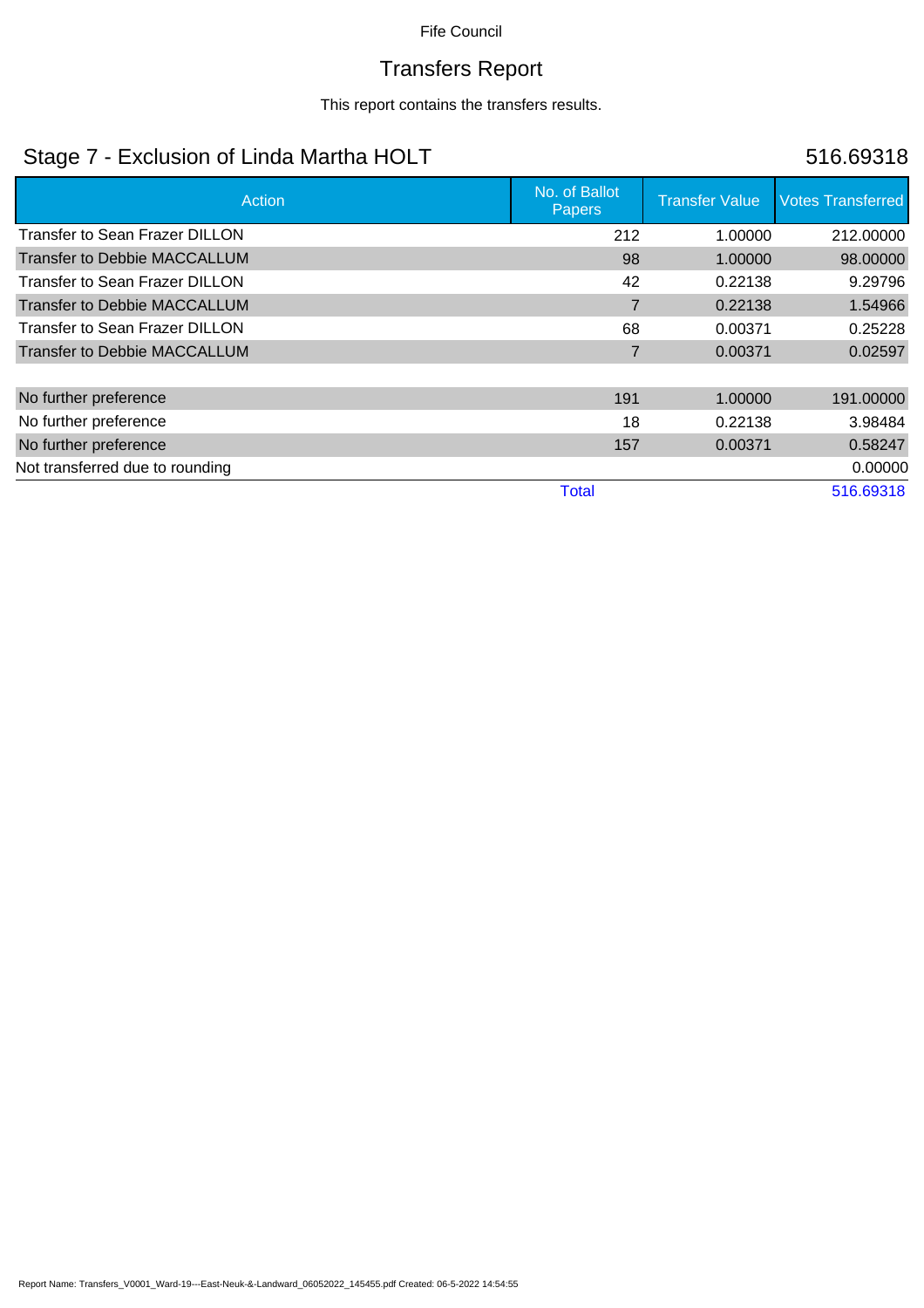Fife Council

# Transfers Report

This report contains the transfers results.

## Stage 7 - Exclusion of Linda Martha HOLT 516.69318

| Action | No. of Ballot Papers | Transfer Value | Votes Transferred |
|---|---|---|---|
| Transfer to Sean Frazer DILLON | 212 | 1.00000 | 212.00000 |
| Transfer to Debbie MACCALLUM | 98 | 1.00000 | 98.00000 |
| Transfer to Sean Frazer DILLON | 42 | 0.22138 | 9.29796 |
| Transfer to Debbie MACCALLUM | 7 | 0.22138 | 1.54966 |
| Transfer to Sean Frazer DILLON | 68 | 0.00371 | 0.25228 |
| Transfer to Debbie MACCALLUM | 7 | 0.00371 | 0.02597 |
| | | | |
| No further preference | 191 | 1.00000 | 191.00000 |
| No further preference | 18 | 0.22138 | 3.98484 |
| No further preference | 157 | 0.00371 | 0.58247 |
| Not transferred due to rounding | | | 0.00000 |
| | Total | | 516.69318 |

Report Name: Transfers_V0001_Ward-19---East-Neuk-&-Landward_06052022_145455.pdf Created: 06-5-2022 14:54:55